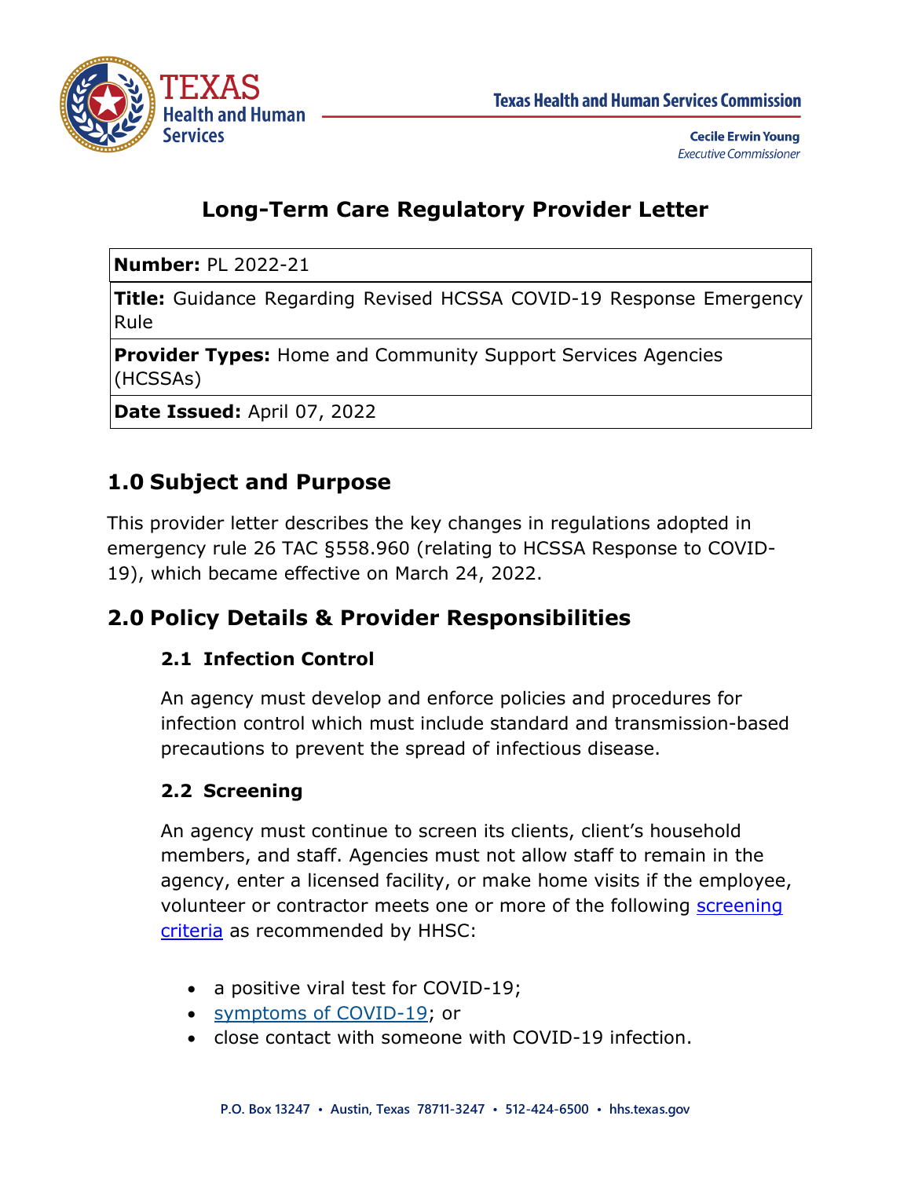Texas Health and Human Services Commission

**Cecile Erwin Young**
*Executive Commissioner*

# Long-Term Care Regulatory Provider Letter

| **Number:** PL 2022-21 |
|---|
| **Title:** Guidance Regarding Revised HCSSA COVID-19 Response Emergency Rule |
| **Provider Types:** Home and Community Support Services Agencies (HCSSAs) |
| **Date Issued:** April 07, 2022 |

## 1.0 Subject and Purpose

This provider letter describes the key changes in regulations adopted in emergency rule 26 TAC §558.960 (relating to HCSSA Response to COVID-19), which became effective on March 24, 2022.

## 2.0 Policy Details & Provider Responsibilities

### 2.1 Infection Control

An agency must develop and enforce policies and procedures for infection control which must include standard and transmission-based precautions to prevent the spread of infectious disease.

### 2.2 Screening

An agency must continue to screen its clients, client's household members, and staff. Agencies must not allow staff to remain in the agency, enter a licensed facility, or make home visits if the employee, volunteer or contractor meets one or more of the following screening criteria as recommended by HHSC:

- a positive viral test for COVID-19;
- symptoms of COVID-19; or
- close contact with someone with COVID-19 infection.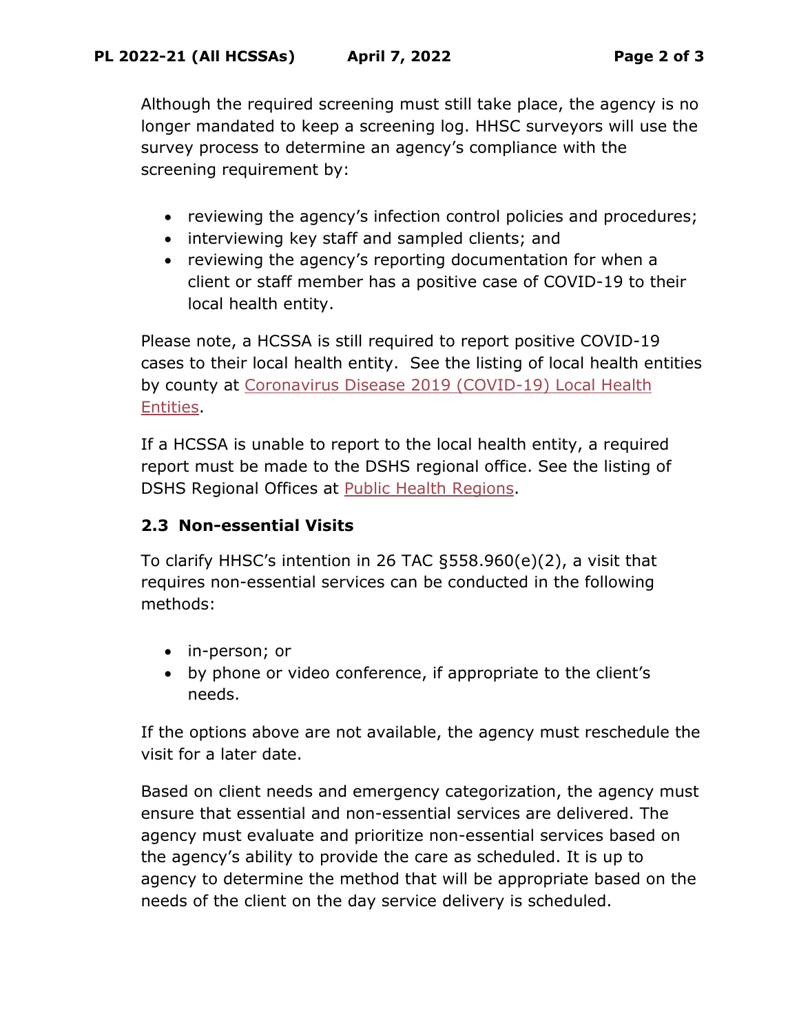Although the required screening must still take place, the agency is no longer mandated to keep a screening log. HHSC surveyors will use the survey process to determine an agency's compliance with the screening requirement by:

- reviewing the agency's infection control policies and procedures;
- interviewing key staff and sampled clients; and
- reviewing the agency's reporting documentation for when a client or staff member has a positive case of COVID-19 to their local health entity.

Please note, a HCSSA is still required to report positive COVID-19 cases to their local health entity. See the listing of local health entities by county at [Coronavirus Disease 2019 (COVID-19) Local Health Entities](#).

If a HCSSA is unable to report to the local health entity, a required report must be made to the DSHS regional office. See the listing of DSHS Regional Offices at [Public Health Regions](#).

### 2.3 Non-essential Visits

To clarify HHSC's intention in 26 TAC §558.960(e)(2), a visit that requires non-essential services can be conducted in the following methods:

- in-person; or
- by phone or video conference, if appropriate to the client's needs.

If the options above are not available, the agency must reschedule the visit for a later date.

Based on client needs and emergency categorization, the agency must ensure that essential and non-essential services are delivered. The agency must evaluate and prioritize non-essential services based on the agency's ability to provide the care as scheduled. It is up to agency to determine the method that will be appropriate based on the needs of the client on the day service delivery is scheduled.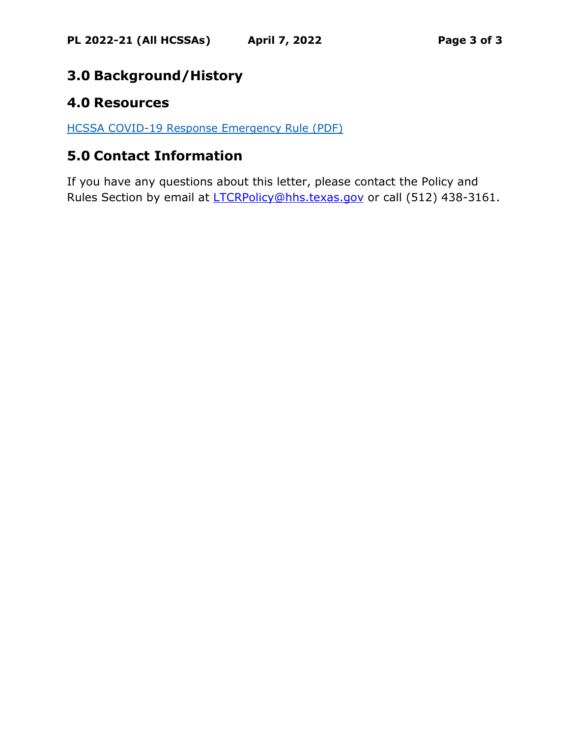## 3.0 Background/History

## 4.0 Resources

[HCSSA COVID-19 Response Emergency Rule (PDF)]

## 5.0 Contact Information

If you have any questions about this letter, please contact the Policy and Rules Section by email at LTCRPolicy@hhs.texas.gov or call (512) 438-3161.